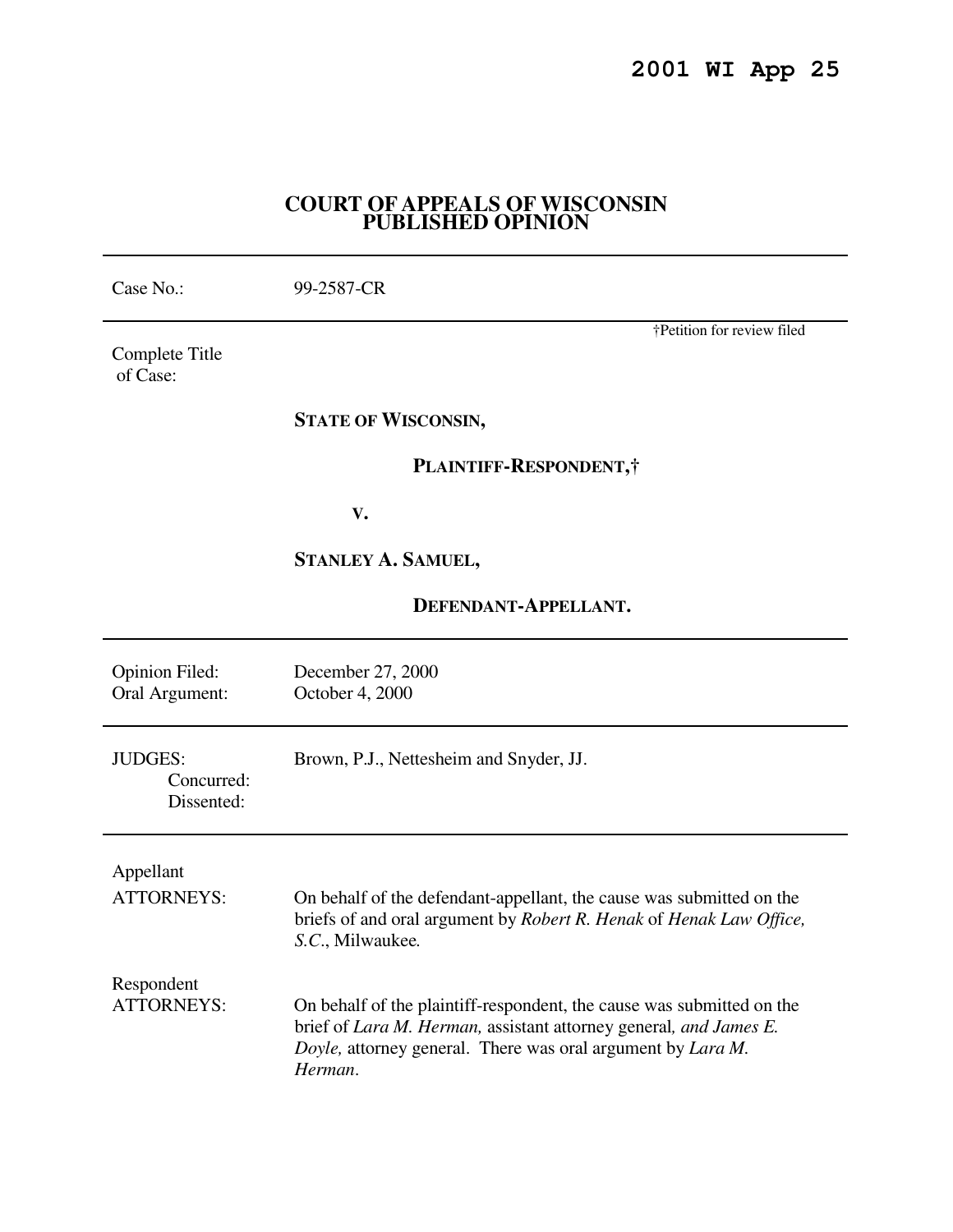**2001 WI App 25**

# COURT OF APPEALS OF WISCONSIN
## PUBLISHED OPINION

---

| | |
|---|---|
| Case No.: | 99-2587-CR |

---

†Petition for review filed

Complete Title of Case:

**STATE OF WISCONSIN,**

**PLAINTIFF-RESPONDENT,†**

**V.**

**STANLEY A. SAMUEL,**

**DEFENDANT-APPELLANT.**

---

| | |
|---|---|
| Opinion Filed: | December 27, 2000 |
| Oral Argument: | October 4, 2000 |

---

| | |
|---|---|
| JUDGES: | Brown, P.J., Nettesheim and Snyder, JJ. |
| Concurred: | |
| Dissented: | |

---

Appellant
ATTORNEYS: On behalf of the defendant-appellant, the cause was submitted on the briefs of and oral argument by *Robert R. Henak* of *Henak Law Office, S.C.*, Milwaukee.

Respondent
ATTORNEYS: On behalf of the plaintiff-respondent, the cause was submitted on the brief of *Lara M. Herman,* assistant attorney general*, and James E. Doyle,* attorney general. There was oral argument by *Lara M. Herman*.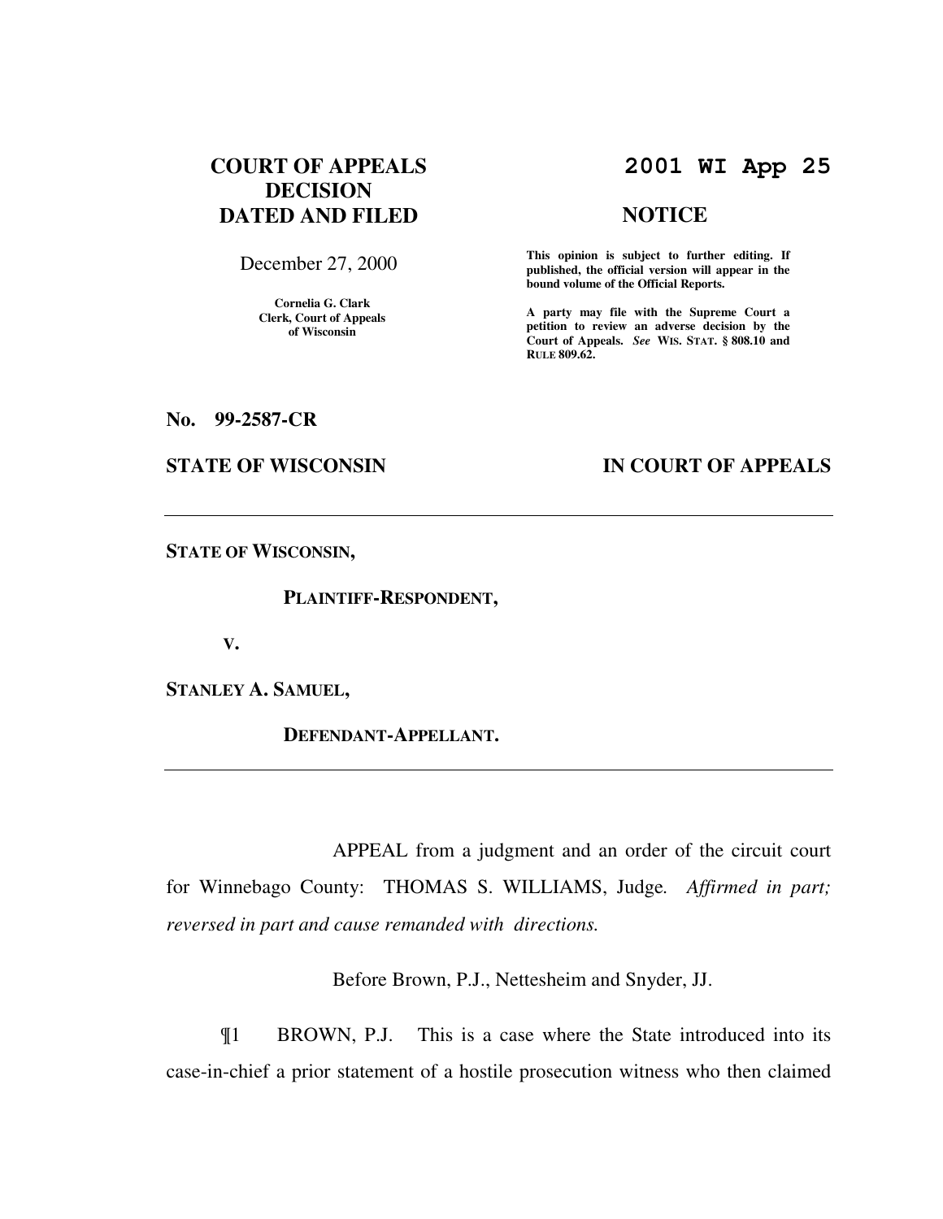# COURT OF APPEALS DECISION DATED AND FILED

December 27, 2000

**Cornelia G. Clark**
**Clerk, Court of Appeals of Wisconsin**

# 2001 WI App 25

## NOTICE

**This opinion is subject to further editing. If published, the official version will appear in the bound volume of the Official Reports.**

**A party may file with the Supreme Court a petition to review an adverse decision by the Court of Appeals.** *See* **WIS. STAT. § 808.10 and RULE 809.62.**

**No. 99-2587-CR**

**STATE OF WISCONSIN** **IN COURT OF APPEALS**

---

**STATE OF WISCONSIN,**

**PLAINTIFF-RESPONDENT,**

**V.**

**STANLEY A. SAMUEL,**

**DEFENDANT-APPELLANT.**

---

APPEAL from a judgment and an order of the circuit court for Winnebago County: THOMAS S. WILLIAMS, Judge. *Affirmed in part; reversed in part and cause remanded with directions.*

Before Brown, P.J., Nettesheim and Snyder, JJ.

¶1 BROWN, P.J. This is a case where the State introduced into its case-in-chief a prior statement of a hostile prosecution witness who then claimed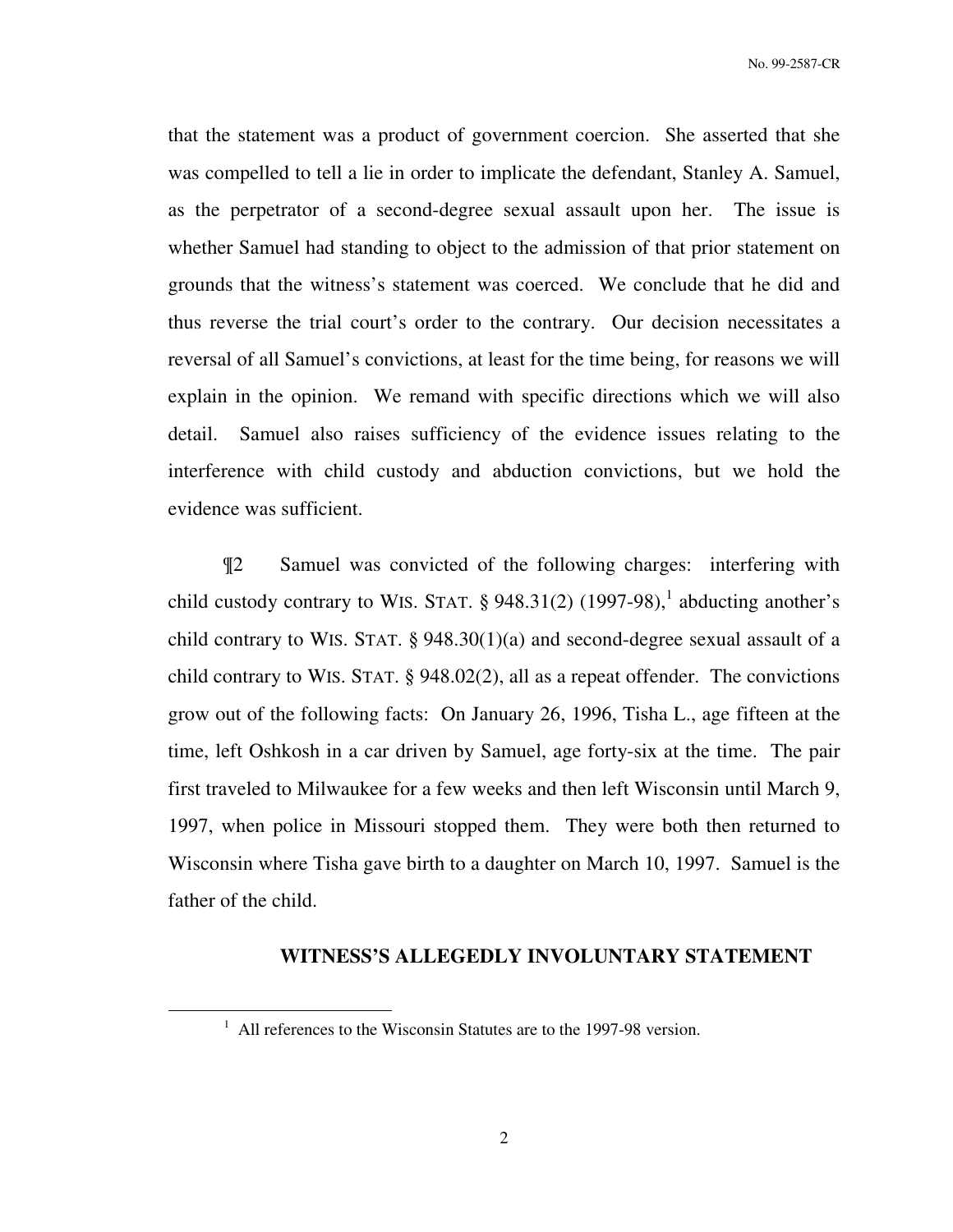that the statement was a product of government coercion. She asserted that she was compelled to tell a lie in order to implicate the defendant, Stanley A. Samuel, as the perpetrator of a second-degree sexual assault upon her. The issue is whether Samuel had standing to object to the admission of that prior statement on grounds that the witness's statement was coerced. We conclude that he did and thus reverse the trial court's order to the contrary. Our decision necessitates a reversal of all Samuel's convictions, at least for the time being, for reasons we will explain in the opinion. We remand with specific directions which we will also detail. Samuel also raises sufficiency of the evidence issues relating to the interference with child custody and abduction convictions, but we hold the evidence was sufficient.

¶2 Samuel was convicted of the following charges: interfering with child custody contrary to WIS. STAT. § 948.31(2) (1997-98),[1] abducting another's child contrary to WIS. STAT. § 948.30(1)(a) and second-degree sexual assault of a child contrary to WIS. STAT. § 948.02(2), all as a repeat offender. The convictions grow out of the following facts: On January 26, 1996, Tisha L., age fifteen at the time, left Oshkosh in a car driven by Samuel, age forty-six at the time. The pair first traveled to Milwaukee for a few weeks and then left Wisconsin until March 9, 1997, when police in Missouri stopped them. They were both then returned to Wisconsin where Tisha gave birth to a daughter on March 10, 1997. Samuel is the father of the child.

## WITNESS'S ALLEGEDLY INVOLUNTARY STATEMENT

[1] All references to the Wisconsin Statutes are to the 1997-98 version.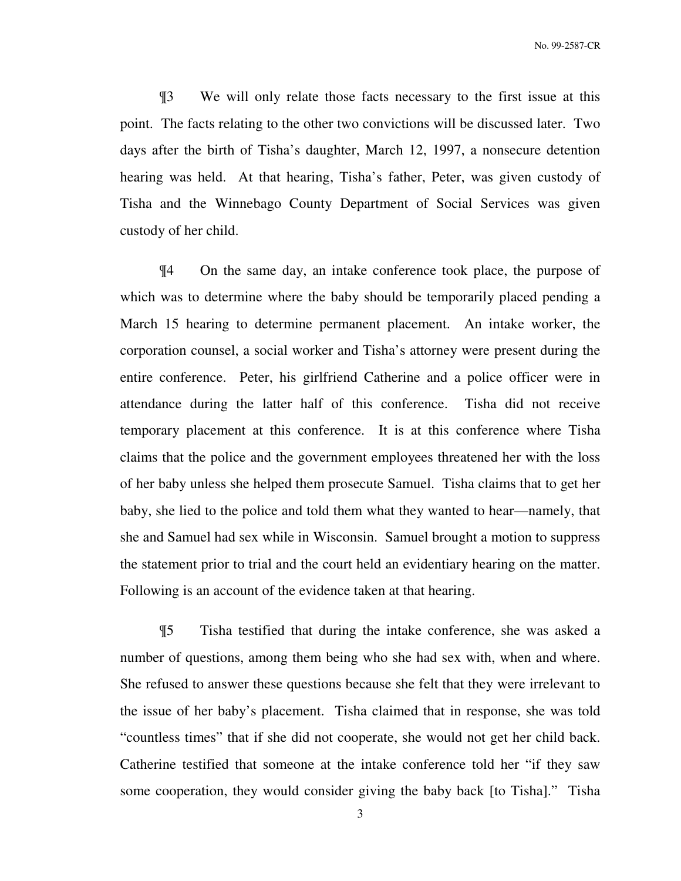¶3 We will only relate those facts necessary to the first issue at this point. The facts relating to the other two convictions will be discussed later. Two days after the birth of Tisha's daughter, March 12, 1997, a nonsecure detention hearing was held. At that hearing, Tisha's father, Peter, was given custody of Tisha and the Winnebago County Department of Social Services was given custody of her child.

¶4 On the same day, an intake conference took place, the purpose of which was to determine where the baby should be temporarily placed pending a March 15 hearing to determine permanent placement. An intake worker, the corporation counsel, a social worker and Tisha's attorney were present during the entire conference. Peter, his girlfriend Catherine and a police officer were in attendance during the latter half of this conference. Tisha did not receive temporary placement at this conference. It is at this conference where Tisha claims that the police and the government employees threatened her with the loss of her baby unless she helped them prosecute Samuel. Tisha claims that to get her baby, she lied to the police and told them what they wanted to hear—namely, that she and Samuel had sex while in Wisconsin. Samuel brought a motion to suppress the statement prior to trial and the court held an evidentiary hearing on the matter. Following is an account of the evidence taken at that hearing.

¶5 Tisha testified that during the intake conference, she was asked a number of questions, among them being who she had sex with, when and where. She refused to answer these questions because she felt that they were irrelevant to the issue of her baby's placement. Tisha claimed that in response, she was told "countless times" that if she did not cooperate, she would not get her child back. Catherine testified that someone at the intake conference told her "if they saw some cooperation, they would consider giving the baby back [to Tisha]." Tisha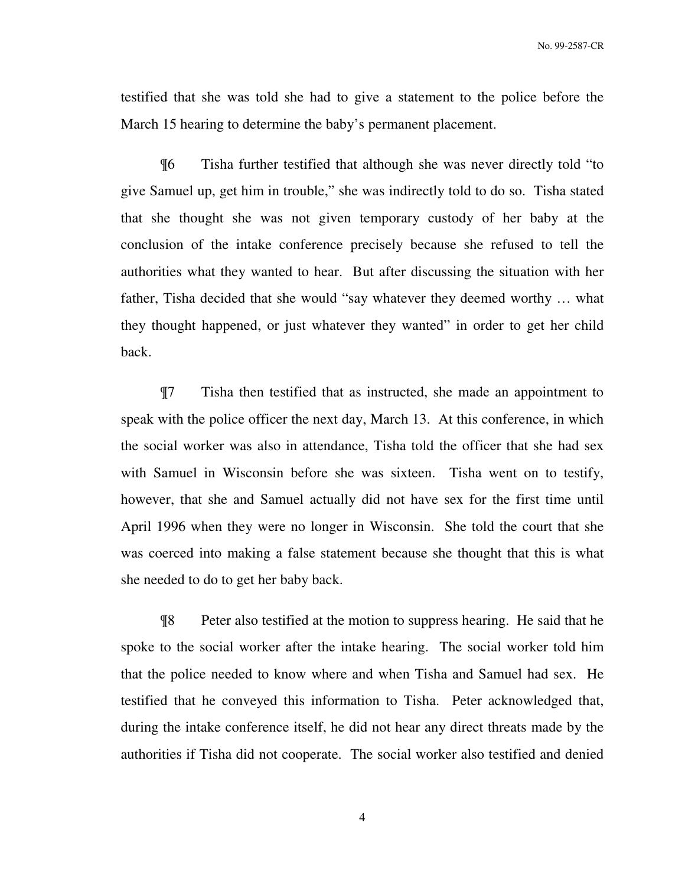testified that she was told she had to give a statement to the police before the March 15 hearing to determine the baby's permanent placement.

¶6 Tisha further testified that although she was never directly told "to give Samuel up, get him in trouble," she was indirectly told to do so. Tisha stated that she thought she was not given temporary custody of her baby at the conclusion of the intake conference precisely because she refused to tell the authorities what they wanted to hear. But after discussing the situation with her father, Tisha decided that she would "say whatever they deemed worthy … what they thought happened, or just whatever they wanted" in order to get her child back.

¶7 Tisha then testified that as instructed, she made an appointment to speak with the police officer the next day, March 13. At this conference, in which the social worker was also in attendance, Tisha told the officer that she had sex with Samuel in Wisconsin before she was sixteen. Tisha went on to testify, however, that she and Samuel actually did not have sex for the first time until April 1996 when they were no longer in Wisconsin. She told the court that she was coerced into making a false statement because she thought that this is what she needed to do to get her baby back.

¶8 Peter also testified at the motion to suppress hearing. He said that he spoke to the social worker after the intake hearing. The social worker told him that the police needed to know where and when Tisha and Samuel had sex. He testified that he conveyed this information to Tisha. Peter acknowledged that, during the intake conference itself, he did not hear any direct threats made by the authorities if Tisha did not cooperate. The social worker also testified and denied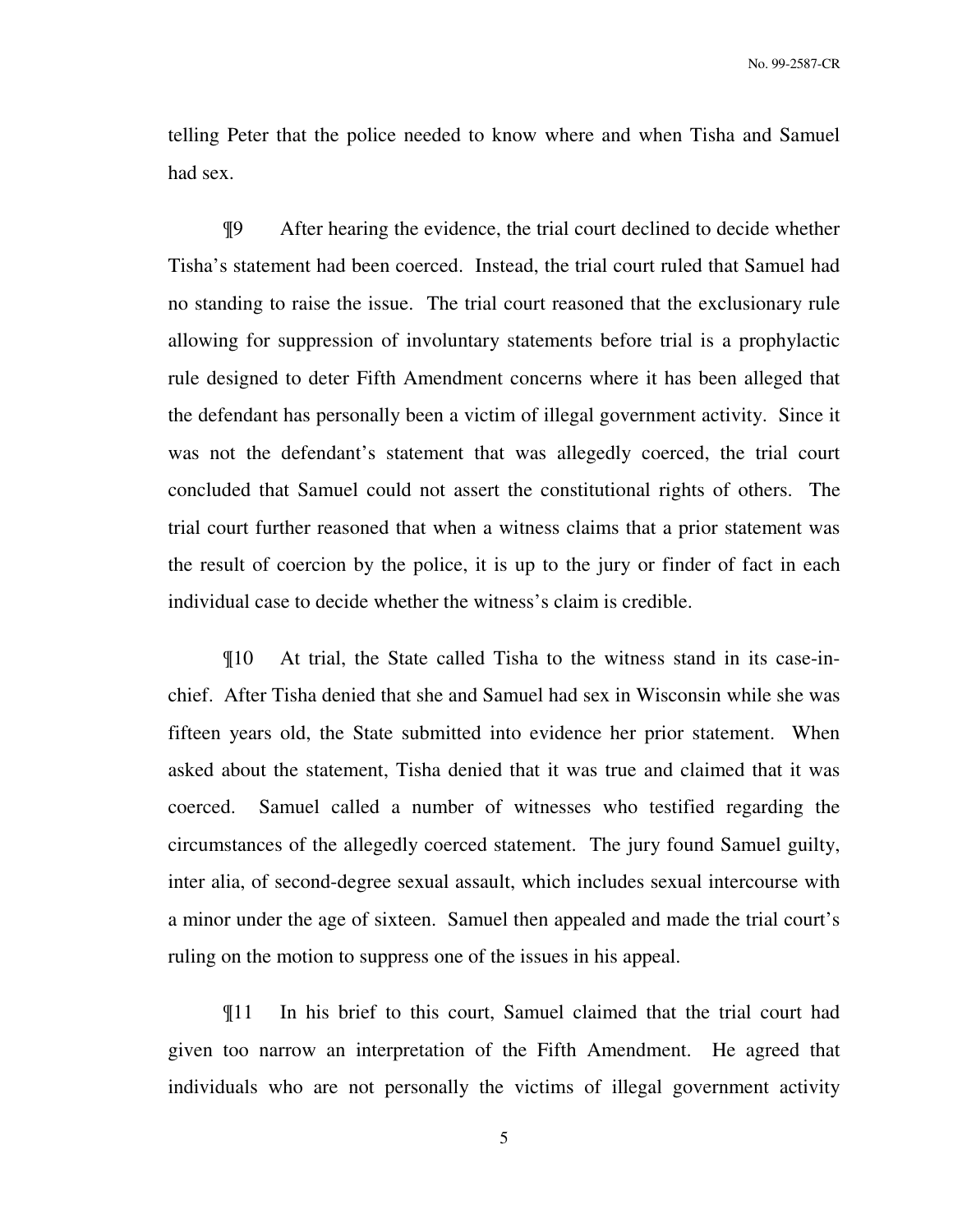telling Peter that the police needed to know where and when Tisha and Samuel had sex.

¶9 After hearing the evidence, the trial court declined to decide whether Tisha's statement had been coerced. Instead, the trial court ruled that Samuel had no standing to raise the issue. The trial court reasoned that the exclusionary rule allowing for suppression of involuntary statements before trial is a prophylactic rule designed to deter Fifth Amendment concerns where it has been alleged that the defendant has personally been a victim of illegal government activity. Since it was not the defendant's statement that was allegedly coerced, the trial court concluded that Samuel could not assert the constitutional rights of others. The trial court further reasoned that when a witness claims that a prior statement was the result of coercion by the police, it is up to the jury or finder of fact in each individual case to decide whether the witness's claim is credible.

¶10 At trial, the State called Tisha to the witness stand in its case-in-chief. After Tisha denied that she and Samuel had sex in Wisconsin while she was fifteen years old, the State submitted into evidence her prior statement. When asked about the statement, Tisha denied that it was true and claimed that it was coerced. Samuel called a number of witnesses who testified regarding the circumstances of the allegedly coerced statement. The jury found Samuel guilty, inter alia, of second-degree sexual assault, which includes sexual intercourse with a minor under the age of sixteen. Samuel then appealed and made the trial court's ruling on the motion to suppress one of the issues in his appeal.

¶11 In his brief to this court, Samuel claimed that the trial court had given too narrow an interpretation of the Fifth Amendment. He agreed that individuals who are not personally the victims of illegal government activity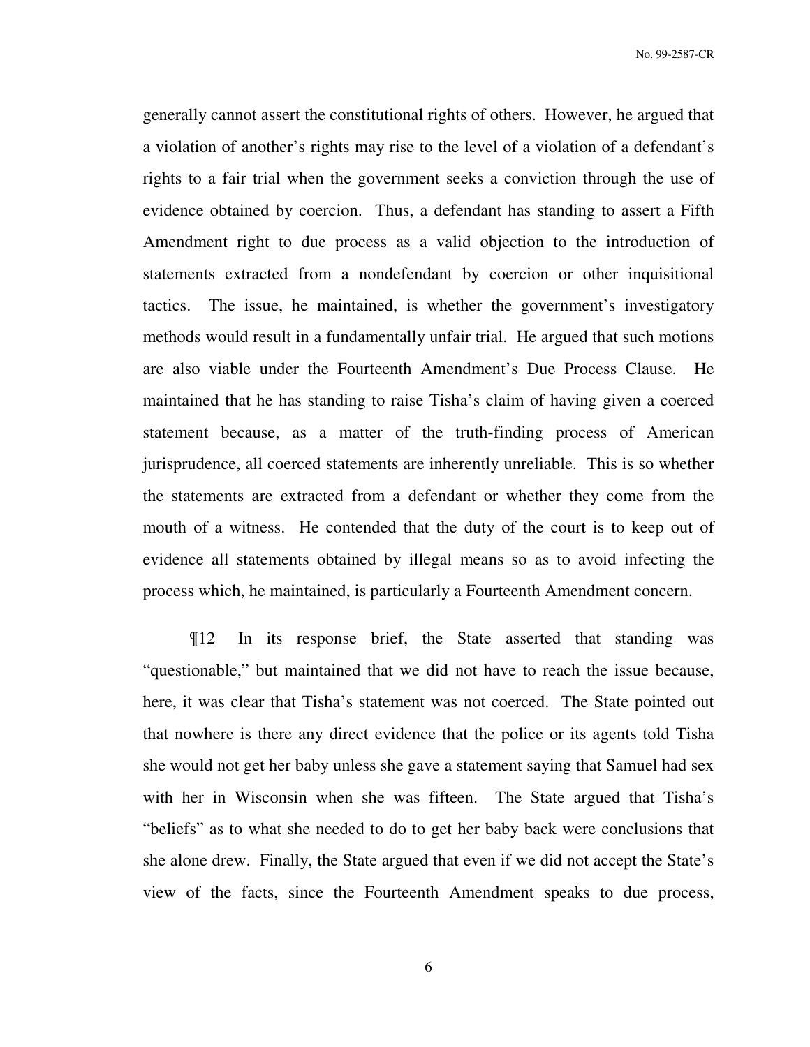generally cannot assert the constitutional rights of others. However, he argued that a violation of another's rights may rise to the level of a violation of a defendant's rights to a fair trial when the government seeks a conviction through the use of evidence obtained by coercion. Thus, a defendant has standing to assert a Fifth Amendment right to due process as a valid objection to the introduction of statements extracted from a nondefendant by coercion or other inquisitional tactics. The issue, he maintained, is whether the government's investigatory methods would result in a fundamentally unfair trial. He argued that such motions are also viable under the Fourteenth Amendment's Due Process Clause. He maintained that he has standing to raise Tisha's claim of having given a coerced statement because, as a matter of the truth-finding process of American jurisprudence, all coerced statements are inherently unreliable. This is so whether the statements are extracted from a defendant or whether they come from the mouth of a witness. He contended that the duty of the court is to keep out of evidence all statements obtained by illegal means so as to avoid infecting the process which, he maintained, is particularly a Fourteenth Amendment concern.

¶12 In its response brief, the State asserted that standing was "questionable," but maintained that we did not have to reach the issue because, here, it was clear that Tisha's statement was not coerced. The State pointed out that nowhere is there any direct evidence that the police or its agents told Tisha she would not get her baby unless she gave a statement saying that Samuel had sex with her in Wisconsin when she was fifteen. The State argued that Tisha's "beliefs" as to what she needed to do to get her baby back were conclusions that she alone drew. Finally, the State argued that even if we did not accept the State's view of the facts, since the Fourteenth Amendment speaks to due process,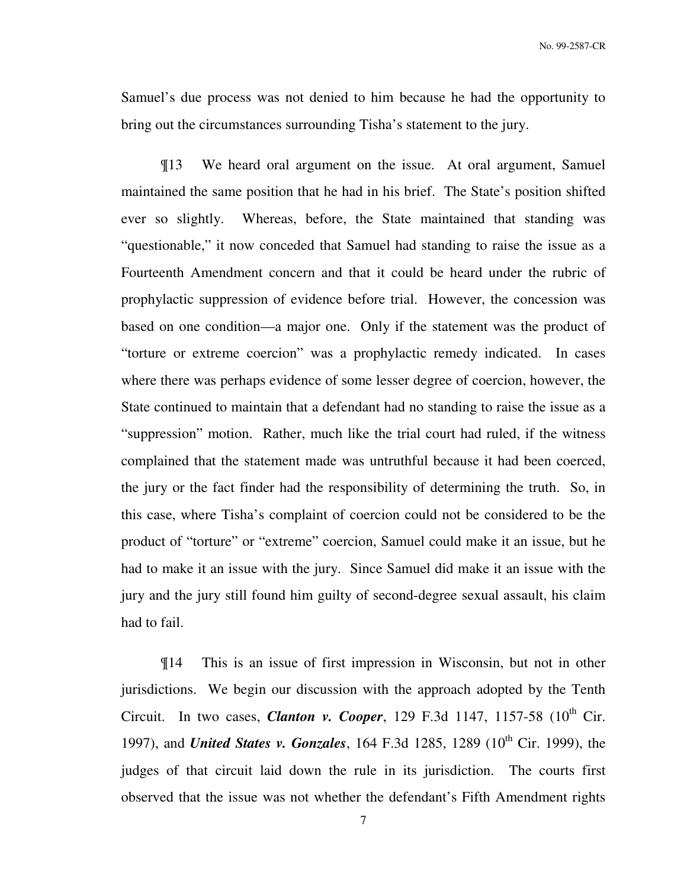Samuel's due process was not denied to him because he had the opportunity to bring out the circumstances surrounding Tisha's statement to the jury.

¶13 We heard oral argument on the issue. At oral argument, Samuel maintained the same position that he had in his brief. The State's position shifted ever so slightly. Whereas, before, the State maintained that standing was "questionable," it now conceded that Samuel had standing to raise the issue as a Fourteenth Amendment concern and that it could be heard under the rubric of prophylactic suppression of evidence before trial. However, the concession was based on one condition—a major one. Only if the statement was the product of "torture or extreme coercion" was a prophylactic remedy indicated. In cases where there was perhaps evidence of some lesser degree of coercion, however, the State continued to maintain that a defendant had no standing to raise the issue as a "suppression" motion. Rather, much like the trial court had ruled, if the witness complained that the statement made was untruthful because it had been coerced, the jury or the fact finder had the responsibility of determining the truth. So, in this case, where Tisha's complaint of coercion could not be considered to be the product of "torture" or "extreme" coercion, Samuel could make it an issue, but he had to make it an issue with the jury. Since Samuel did make it an issue with the jury and the jury still found him guilty of second-degree sexual assault, his claim had to fail.

¶14 This is an issue of first impression in Wisconsin, but not in other jurisdictions. We begin our discussion with the approach adopted by the Tenth Circuit. In two cases, ***Clanton v. Cooper***, 129 F.3d 1147, 1157-58 (10th Cir. 1997), and ***United States v. Gonzales***, 164 F.3d 1285, 1289 (10th Cir. 1999), the judges of that circuit laid down the rule in its jurisdiction. The courts first observed that the issue was not whether the defendant's Fifth Amendment rights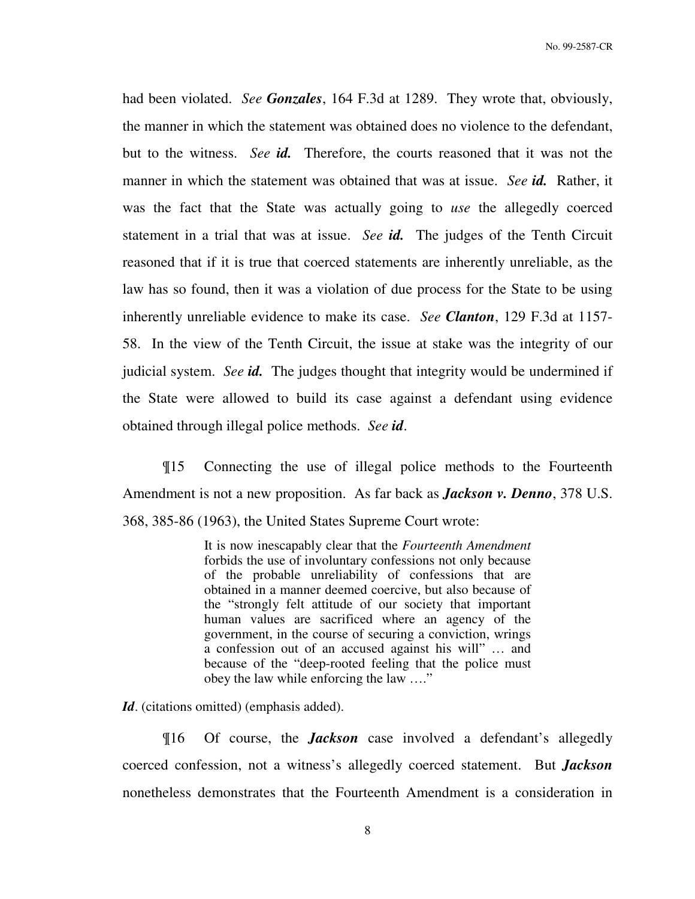had been violated. *See* ***Gonzales***, 164 F.3d at 1289. They wrote that, obviously, the manner in which the statement was obtained does no violence to the defendant, but to the witness. *See* ***id.*** Therefore, the courts reasoned that it was not the manner in which the statement was obtained that was at issue. *See* ***id.*** Rather, it was the fact that the State was actually going to *use* the allegedly coerced statement in a trial that was at issue. *See* ***id.*** The judges of the Tenth Circuit reasoned that if it is true that coerced statements are inherently unreliable, as the law has so found, then it was a violation of due process for the State to be using inherently unreliable evidence to make its case. *See* ***Clanton***, 129 F.3d at 1157-58. In the view of the Tenth Circuit, the issue at stake was the integrity of our judicial system. *See* ***id.*** The judges thought that integrity would be undermined if the State were allowed to build its case against a defendant using evidence obtained through illegal police methods. *See* ***id***.

¶15 Connecting the use of illegal police methods to the Fourteenth Amendment is not a new proposition. As far back as ***Jackson v. Denno***, 378 U.S. 368, 385-86 (1963), the United States Supreme Court wrote:

> It is now inescapably clear that the *Fourteenth Amendment* forbids the use of involuntary confessions not only because of the probable unreliability of confessions that are obtained in a manner deemed coercive, but also because of the "strongly felt attitude of our society that important human values are sacrificed where an agency of the government, in the course of securing a conviction, wrings a confession out of an accused against his will" … and because of the "deep-rooted feeling that the police must obey the law while enforcing the law …."

***Id***. (citations omitted) (emphasis added).

¶16 Of course, the ***Jackson*** case involved a defendant's allegedly coerced confession, not a witness's allegedly coerced statement. But ***Jackson*** nonetheless demonstrates that the Fourteenth Amendment is a consideration in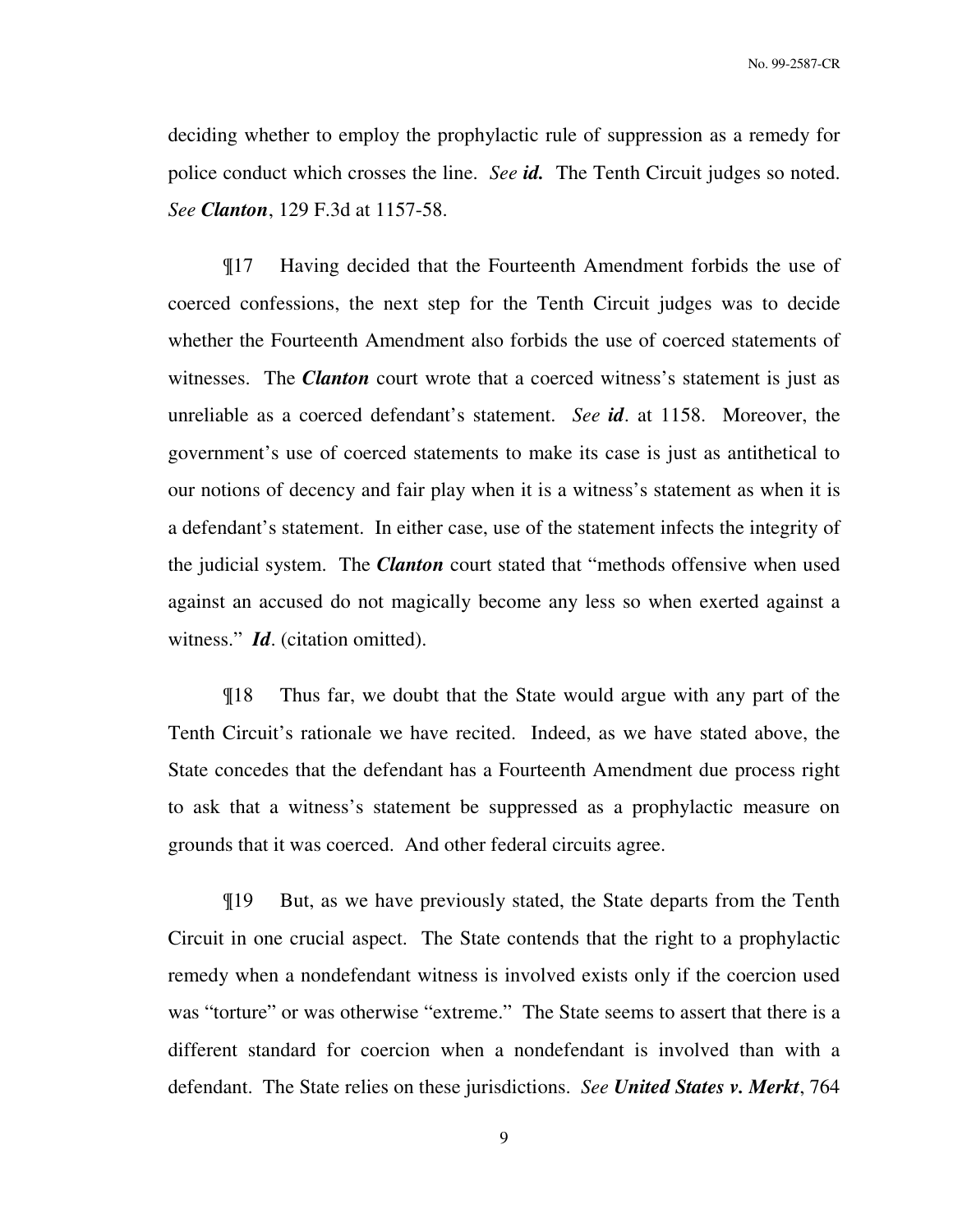deciding whether to employ the prophylactic rule of suppression as a remedy for police conduct which crosses the line. *See* ***id.*** The Tenth Circuit judges so noted. *See* ***Clanton***, 129 F.3d at 1157-58.

¶17 Having decided that the Fourteenth Amendment forbids the use of coerced confessions, the next step for the Tenth Circuit judges was to decide whether the Fourteenth Amendment also forbids the use of coerced statements of witnesses. The ***Clanton*** court wrote that a coerced witness's statement is just as unreliable as a coerced defendant's statement. *See* ***id***. at 1158. Moreover, the government's use of coerced statements to make its case is just as antithetical to our notions of decency and fair play when it is a witness's statement as when it is a defendant's statement. In either case, use of the statement infects the integrity of the judicial system. The ***Clanton*** court stated that "methods offensive when used against an accused do not magically become any less so when exerted against a witness." ***Id***. (citation omitted).

¶18 Thus far, we doubt that the State would argue with any part of the Tenth Circuit's rationale we have recited. Indeed, as we have stated above, the State concedes that the defendant has a Fourteenth Amendment due process right to ask that a witness's statement be suppressed as a prophylactic measure on grounds that it was coerced. And other federal circuits agree.

¶19 But, as we have previously stated, the State departs from the Tenth Circuit in one crucial aspect. The State contends that the right to a prophylactic remedy when a nondefendant witness is involved exists only if the coercion used was "torture" or was otherwise "extreme." The State seems to assert that there is a different standard for coercion when a nondefendant is involved than with a defendant. The State relies on these jurisdictions. *See* ***United States v. Merkt***, 764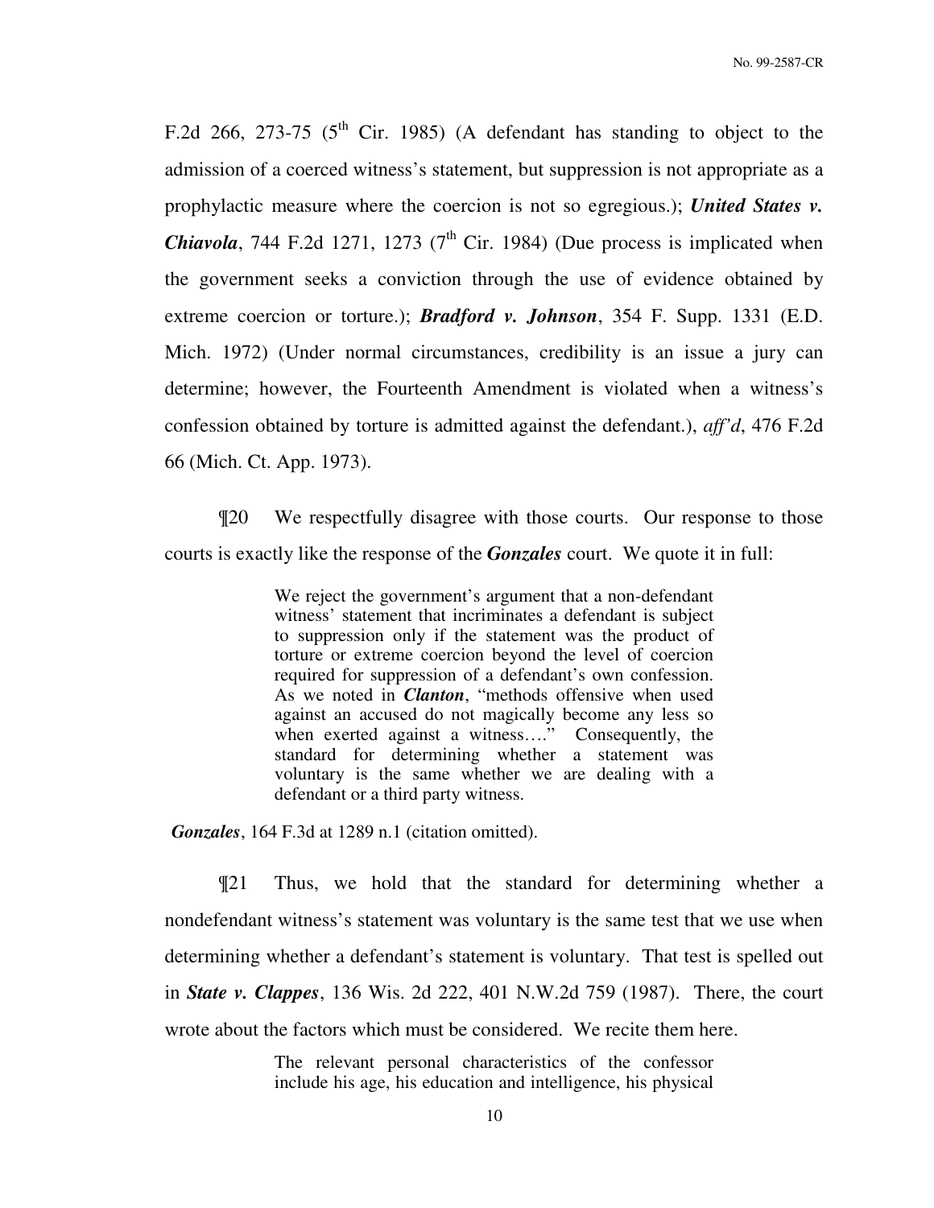F.2d 266, 273-75 (5th Cir. 1985) (A defendant has standing to object to the admission of a coerced witness's statement, but suppression is not appropriate as a prophylactic measure where the coercion is not so egregious.); ***United States v. Chiavola***, 744 F.2d 1271, 1273 (7th Cir. 1984) (Due process is implicated when the government seeks a conviction through the use of evidence obtained by extreme coercion or torture.); ***Bradford v. Johnson***, 354 F. Supp. 1331 (E.D. Mich. 1972) (Under normal circumstances, credibility is an issue a jury can determine; however, the Fourteenth Amendment is violated when a witness's confession obtained by torture is admitted against the defendant.), *aff'd*, 476 F.2d 66 (Mich. Ct. App. 1973).

¶20 We respectfully disagree with those courts. Our response to those courts is exactly like the response of the ***Gonzales*** court. We quote it in full:

> We reject the government's argument that a non-defendant witness' statement that incriminates a defendant is subject to suppression only if the statement was the product of torture or extreme coercion beyond the level of coercion required for suppression of a defendant's own confession. As we noted in ***Clanton***, "methods offensive when used against an accused do not magically become any less so when exerted against a witness…." Consequently, the standard for determining whether a statement was voluntary is the same whether we are dealing with a defendant or a third party witness.

***Gonzales***, 164 F.3d at 1289 n.1 (citation omitted).

¶21 Thus, we hold that the standard for determining whether a nondefendant witness's statement was voluntary is the same test that we use when determining whether a defendant's statement is voluntary. That test is spelled out in ***State v. Clappes***, 136 Wis. 2d 222, 401 N.W.2d 759 (1987). There, the court wrote about the factors which must be considered. We recite them here.

> The relevant personal characteristics of the confessor include his age, his education and intelligence, his physical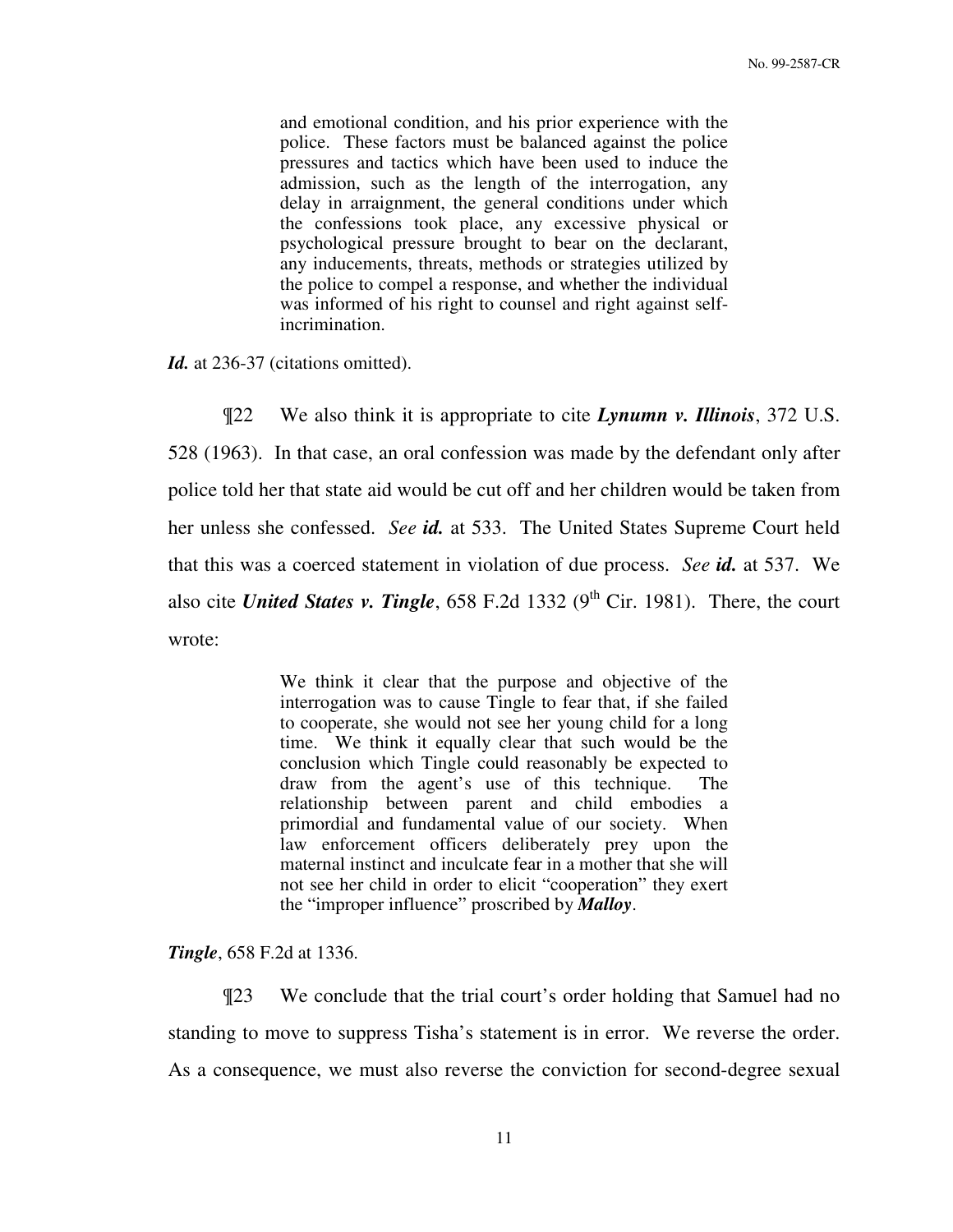> and emotional condition, and his prior experience with the police. These factors must be balanced against the police pressures and tactics which have been used to induce the admission, such as the length of the interrogation, any delay in arraignment, the general conditions under which the confessions took place, any excessive physical or psychological pressure brought to bear on the declarant, any inducements, threats, methods or strategies utilized by the police to compel a response, and whether the individual was informed of his right to counsel and right against self-incrimination.

***Id.*** at 236-37 (citations omitted).

¶22 We also think it is appropriate to cite ***Lynumn v. Illinois***, 372 U.S. 528 (1963). In that case, an oral confession was made by the defendant only after police told her that state aid would be cut off and her children would be taken from her unless she confessed. *See* ***id.*** at 533. The United States Supreme Court held that this was a coerced statement in violation of due process. *See* ***id.*** at 537. We also cite ***United States v. Tingle***, 658 F.2d 1332 (9th Cir. 1981). There, the court wrote:

> We think it clear that the purpose and objective of the interrogation was to cause Tingle to fear that, if she failed to cooperate, she would not see her young child for a long time. We think it equally clear that such would be the conclusion which Tingle could reasonably be expected to draw from the agent's use of this technique. The relationship between parent and child embodies a primordial and fundamental value of our society. When law enforcement officers deliberately prey upon the maternal instinct and inculcate fear in a mother that she will not see her child in order to elicit "cooperation" they exert the "improper influence" proscribed by ***Malloy***.

***Tingle***, 658 F.2d at 1336.

¶23 We conclude that the trial court's order holding that Samuel had no standing to move to suppress Tisha's statement is in error. We reverse the order. As a consequence, we must also reverse the conviction for second-degree sexual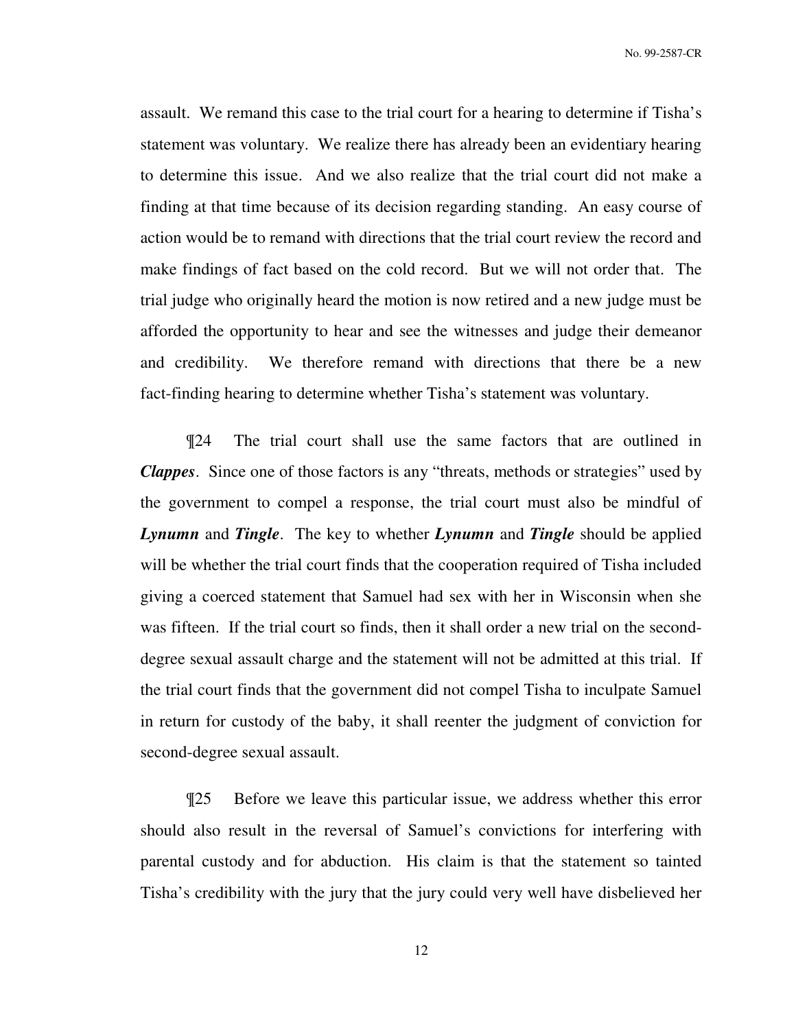assault. We remand this case to the trial court for a hearing to determine if Tisha's statement was voluntary. We realize there has already been an evidentiary hearing to determine this issue. And we also realize that the trial court did not make a finding at that time because of its decision regarding standing. An easy course of action would be to remand with directions that the trial court review the record and make findings of fact based on the cold record. But we will not order that. The trial judge who originally heard the motion is now retired and a new judge must be afforded the opportunity to hear and see the witnesses and judge their demeanor and credibility. We therefore remand with directions that there be a new fact-finding hearing to determine whether Tisha's statement was voluntary.

¶24 The trial court shall use the same factors that are outlined in ***Clappes***. Since one of those factors is any "threats, methods or strategies" used by the government to compel a response, the trial court must also be mindful of ***Lynumn*** and ***Tingle***. The key to whether ***Lynumn*** and ***Tingle*** should be applied will be whether the trial court finds that the cooperation required of Tisha included giving a coerced statement that Samuel had sex with her in Wisconsin when she was fifteen. If the trial court so finds, then it shall order a new trial on the second-degree sexual assault charge and the statement will not be admitted at this trial. If the trial court finds that the government did not compel Tisha to inculpate Samuel in return for custody of the baby, it shall reenter the judgment of conviction for second-degree sexual assault.

¶25 Before we leave this particular issue, we address whether this error should also result in the reversal of Samuel's convictions for interfering with parental custody and for abduction. His claim is that the statement so tainted Tisha's credibility with the jury that the jury could very well have disbelieved her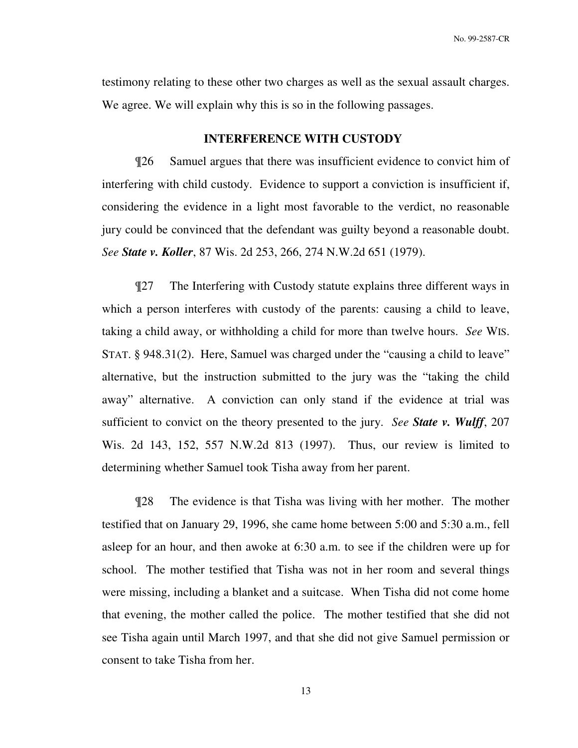testimony relating to these other two charges as well as the sexual assault charges. We agree. We will explain why this is so in the following passages.

## INTERFERENCE WITH CUSTODY

¶26 Samuel argues that there was insufficient evidence to convict him of interfering with child custody. Evidence to support a conviction is insufficient if, considering the evidence in a light most favorable to the verdict, no reasonable jury could be convinced that the defendant was guilty beyond a reasonable doubt. *See* ***State v. Koller***, 87 Wis. 2d 253, 266, 274 N.W.2d 651 (1979).

¶27 The Interfering with Custody statute explains three different ways in which a person interferes with custody of the parents: causing a child to leave, taking a child away, or withholding a child for more than twelve hours. *See* WIS. STAT. § 948.31(2). Here, Samuel was charged under the "causing a child to leave" alternative, but the instruction submitted to the jury was the "taking the child away" alternative. A conviction can only stand if the evidence at trial was sufficient to convict on the theory presented to the jury. *See* ***State v. Wulff***, 207 Wis. 2d 143, 152, 557 N.W.2d 813 (1997). Thus, our review is limited to determining whether Samuel took Tisha away from her parent.

¶28 The evidence is that Tisha was living with her mother. The mother testified that on January 29, 1996, she came home between 5:00 and 5:30 a.m., fell asleep for an hour, and then awoke at 6:30 a.m. to see if the children were up for school. The mother testified that Tisha was not in her room and several things were missing, including a blanket and a suitcase. When Tisha did not come home that evening, the mother called the police. The mother testified that she did not see Tisha again until March 1997, and that she did not give Samuel permission or consent to take Tisha from her.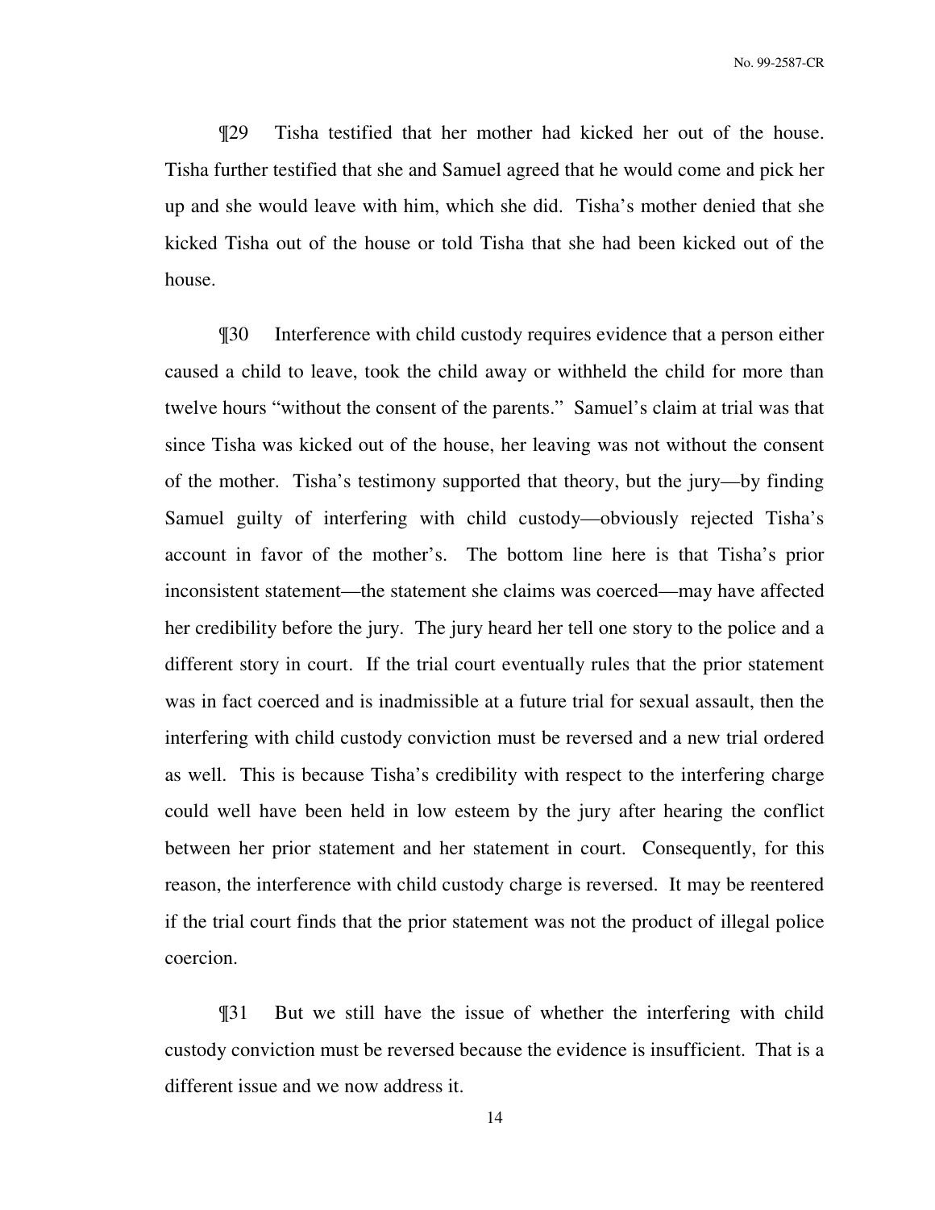¶29 Tisha testified that her mother had kicked her out of the house. Tisha further testified that she and Samuel agreed that he would come and pick her up and she would leave with him, which she did. Tisha's mother denied that she kicked Tisha out of the house or told Tisha that she had been kicked out of the house.

¶30 Interference with child custody requires evidence that a person either caused a child to leave, took the child away or withheld the child for more than twelve hours "without the consent of the parents." Samuel's claim at trial was that since Tisha was kicked out of the house, her leaving was not without the consent of the mother. Tisha's testimony supported that theory, but the jury—by finding Samuel guilty of interfering with child custody—obviously rejected Tisha's account in favor of the mother's. The bottom line here is that Tisha's prior inconsistent statement—the statement she claims was coerced—may have affected her credibility before the jury. The jury heard her tell one story to the police and a different story in court. If the trial court eventually rules that the prior statement was in fact coerced and is inadmissible at a future trial for sexual assault, then the interfering with child custody conviction must be reversed and a new trial ordered as well. This is because Tisha's credibility with respect to the interfering charge could well have been held in low esteem by the jury after hearing the conflict between her prior statement and her statement in court. Consequently, for this reason, the interference with child custody charge is reversed. It may be reentered if the trial court finds that the prior statement was not the product of illegal police coercion.

¶31 But we still have the issue of whether the interfering with child custody conviction must be reversed because the evidence is insufficient. That is a different issue and we now address it.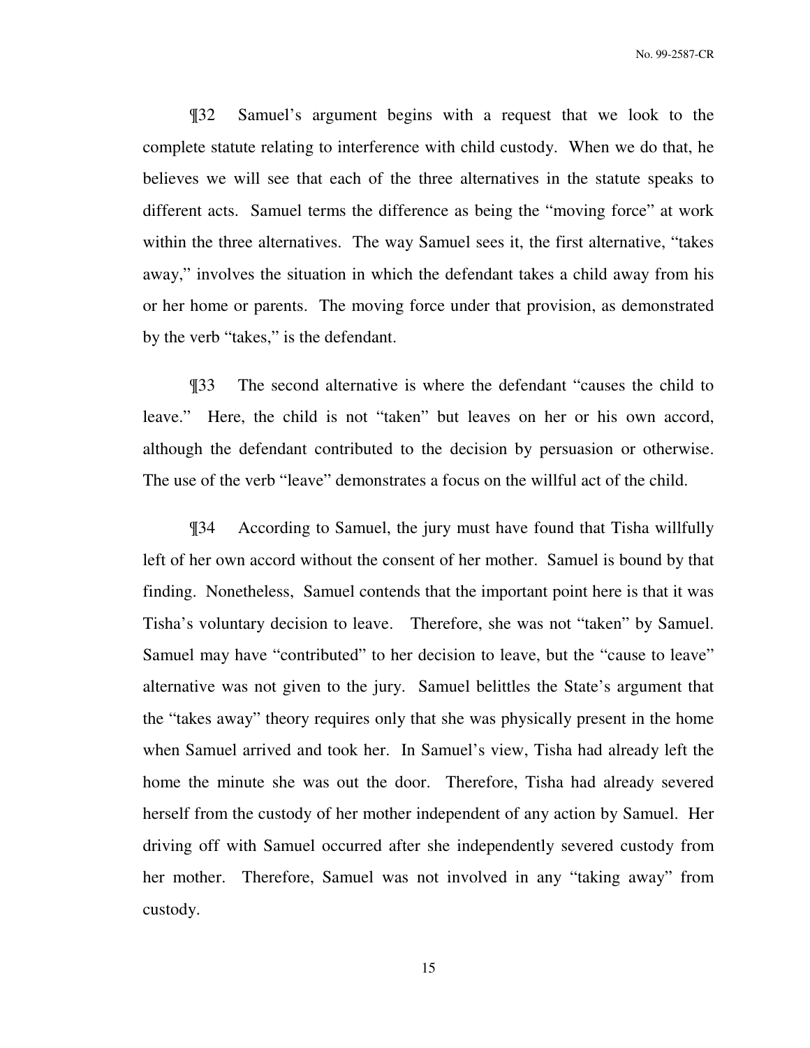¶32 Samuel's argument begins with a request that we look to the complete statute relating to interference with child custody. When we do that, he believes we will see that each of the three alternatives in the statute speaks to different acts. Samuel terms the difference as being the "moving force" at work within the three alternatives. The way Samuel sees it, the first alternative, "takes away," involves the situation in which the defendant takes a child away from his or her home or parents. The moving force under that provision, as demonstrated by the verb "takes," is the defendant.

¶33 The second alternative is where the defendant "causes the child to leave." Here, the child is not "taken" but leaves on her or his own accord, although the defendant contributed to the decision by persuasion or otherwise. The use of the verb "leave" demonstrates a focus on the willful act of the child.

¶34 According to Samuel, the jury must have found that Tisha willfully left of her own accord without the consent of her mother. Samuel is bound by that finding. Nonetheless, Samuel contends that the important point here is that it was Tisha's voluntary decision to leave. Therefore, she was not "taken" by Samuel. Samuel may have "contributed" to her decision to leave, but the "cause to leave" alternative was not given to the jury. Samuel belittles the State's argument that the "takes away" theory requires only that she was physically present in the home when Samuel arrived and took her. In Samuel's view, Tisha had already left the home the minute she was out the door. Therefore, Tisha had already severed herself from the custody of her mother independent of any action by Samuel. Her driving off with Samuel occurred after she independently severed custody from her mother. Therefore, Samuel was not involved in any "taking away" from custody.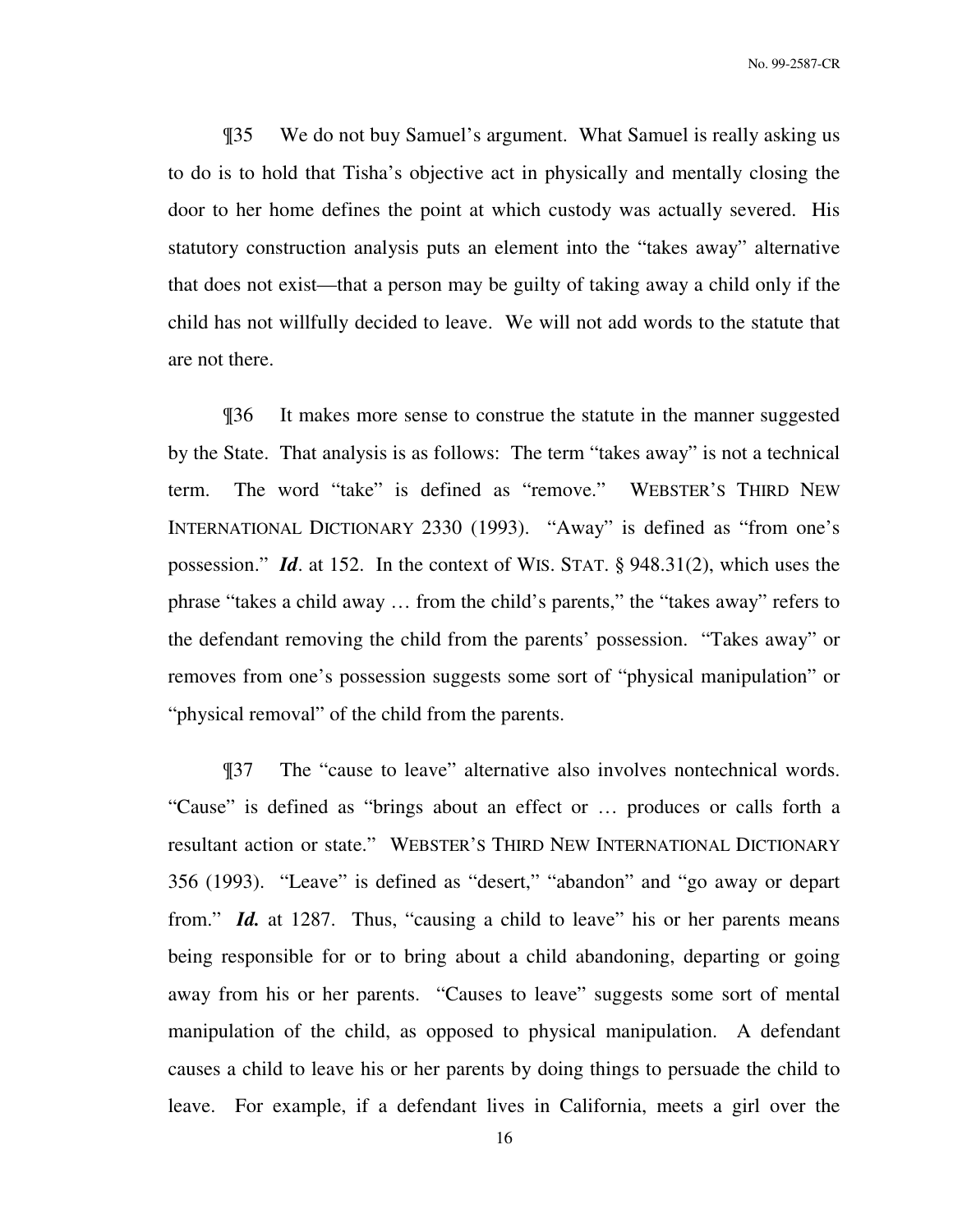¶35 We do not buy Samuel's argument. What Samuel is really asking us to do is to hold that Tisha's objective act in physically and mentally closing the door to her home defines the point at which custody was actually severed. His statutory construction analysis puts an element into the "takes away" alternative that does not exist—that a person may be guilty of taking away a child only if the child has not willfully decided to leave. We will not add words to the statute that are not there.

¶36 It makes more sense to construe the statute in the manner suggested by the State. That analysis is as follows: The term "takes away" is not a technical term. The word "take" is defined as "remove." WEBSTER'S THIRD NEW INTERNATIONAL DICTIONARY 2330 (1993). "Away" is defined as "from one's possession." ***Id***. at 152. In the context of WIS. STAT. § 948.31(2), which uses the phrase "takes a child away … from the child's parents," the "takes away" refers to the defendant removing the child from the parents' possession. "Takes away" or removes from one's possession suggests some sort of "physical manipulation" or "physical removal" of the child from the parents.

¶37 The "cause to leave" alternative also involves nontechnical words. "Cause" is defined as "brings about an effect or … produces or calls forth a resultant action or state." WEBSTER'S THIRD NEW INTERNATIONAL DICTIONARY 356 (1993). "Leave" is defined as "desert," "abandon" and "go away or depart from." ***Id.*** at 1287. Thus, "causing a child to leave" his or her parents means being responsible for or to bring about a child abandoning, departing or going away from his or her parents. "Causes to leave" suggests some sort of mental manipulation of the child, as opposed to physical manipulation. A defendant causes a child to leave his or her parents by doing things to persuade the child to leave. For example, if a defendant lives in California, meets a girl over the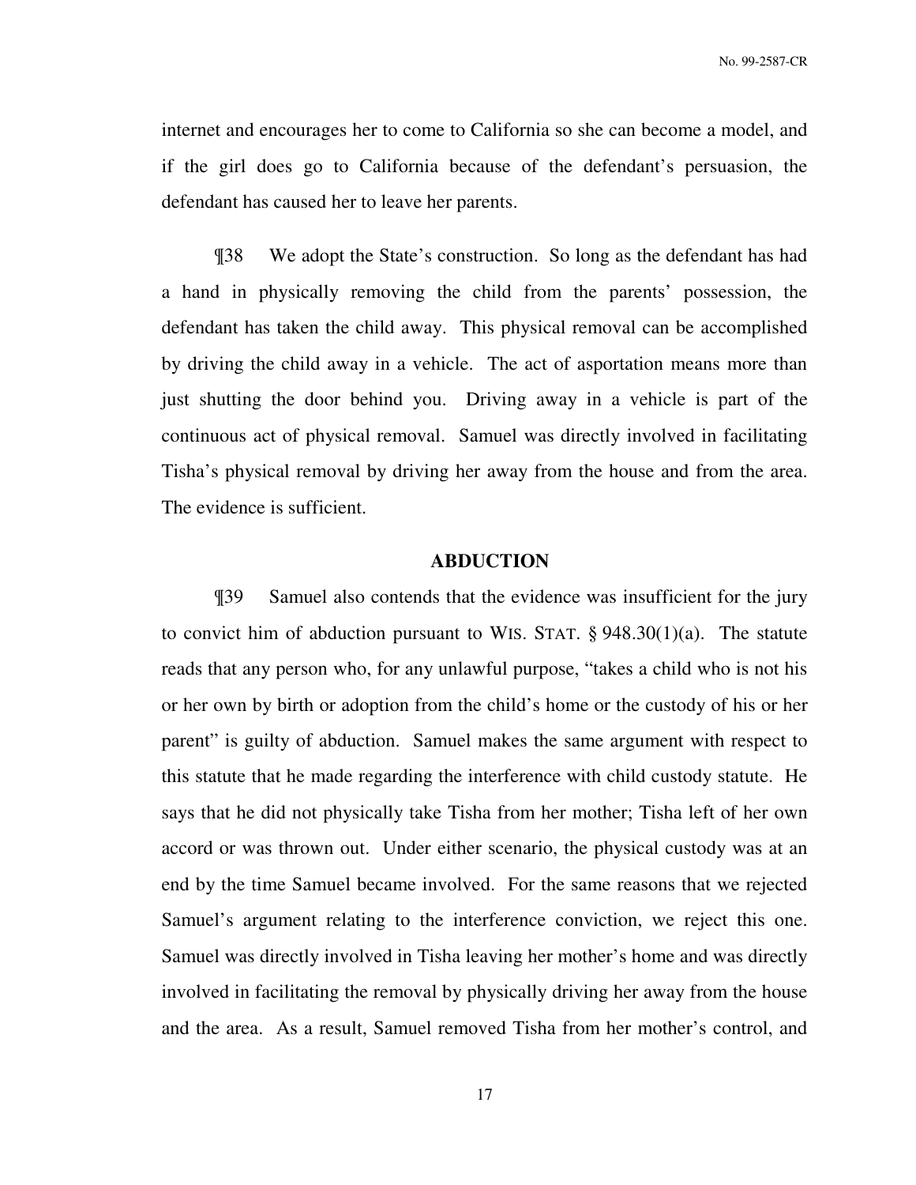internet and encourages her to come to California so she can become a model, and if the girl does go to California because of the defendant's persuasion, the defendant has caused her to leave her parents.

¶38 We adopt the State's construction. So long as the defendant has had a hand in physically removing the child from the parents' possession, the defendant has taken the child away. This physical removal can be accomplished by driving the child away in a vehicle. The act of asportation means more than just shutting the door behind you. Driving away in a vehicle is part of the continuous act of physical removal. Samuel was directly involved in facilitating Tisha's physical removal by driving her away from the house and from the area. The evidence is sufficient.

## ABDUCTION

¶39 Samuel also contends that the evidence was insufficient for the jury to convict him of abduction pursuant to WIS. STAT. § 948.30(1)(a). The statute reads that any person who, for any unlawful purpose, "takes a child who is not his or her own by birth or adoption from the child's home or the custody of his or her parent" is guilty of abduction. Samuel makes the same argument with respect to this statute that he made regarding the interference with child custody statute. He says that he did not physically take Tisha from her mother; Tisha left of her own accord or was thrown out. Under either scenario, the physical custody was at an end by the time Samuel became involved. For the same reasons that we rejected Samuel's argument relating to the interference conviction, we reject this one. Samuel was directly involved in Tisha leaving her mother's home and was directly involved in facilitating the removal by physically driving her away from the house and the area. As a result, Samuel removed Tisha from her mother's control, and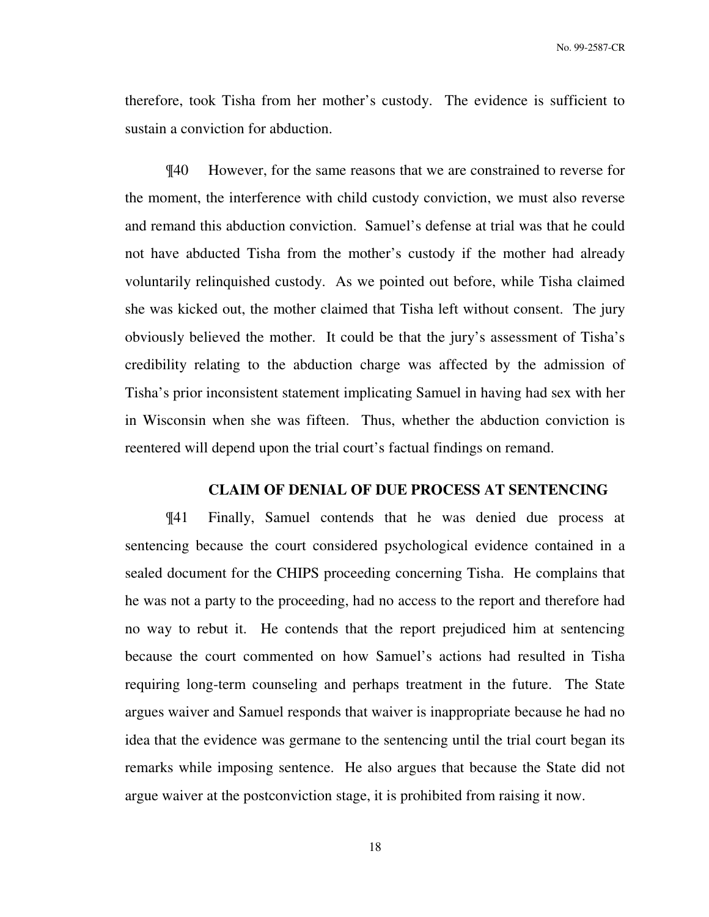therefore, took Tisha from her mother's custody. The evidence is sufficient to sustain a conviction for abduction.

¶40 However, for the same reasons that we are constrained to reverse for the moment, the interference with child custody conviction, we must also reverse and remand this abduction conviction. Samuel's defense at trial was that he could not have abducted Tisha from the mother's custody if the mother had already voluntarily relinquished custody. As we pointed out before, while Tisha claimed she was kicked out, the mother claimed that Tisha left without consent. The jury obviously believed the mother. It could be that the jury's assessment of Tisha's credibility relating to the abduction charge was affected by the admission of Tisha's prior inconsistent statement implicating Samuel in having had sex with her in Wisconsin when she was fifteen. Thus, whether the abduction conviction is reentered will depend upon the trial court's factual findings on remand.

## CLAIM OF DENIAL OF DUE PROCESS AT SENTENCING

¶41 Finally, Samuel contends that he was denied due process at sentencing because the court considered psychological evidence contained in a sealed document for the CHIPS proceeding concerning Tisha. He complains that he was not a party to the proceeding, had no access to the report and therefore had no way to rebut it. He contends that the report prejudiced him at sentencing because the court commented on how Samuel's actions had resulted in Tisha requiring long-term counseling and perhaps treatment in the future. The State argues waiver and Samuel responds that waiver is inappropriate because he had no idea that the evidence was germane to the sentencing until the trial court began its remarks while imposing sentence. He also argues that because the State did not argue waiver at the postconviction stage, it is prohibited from raising it now.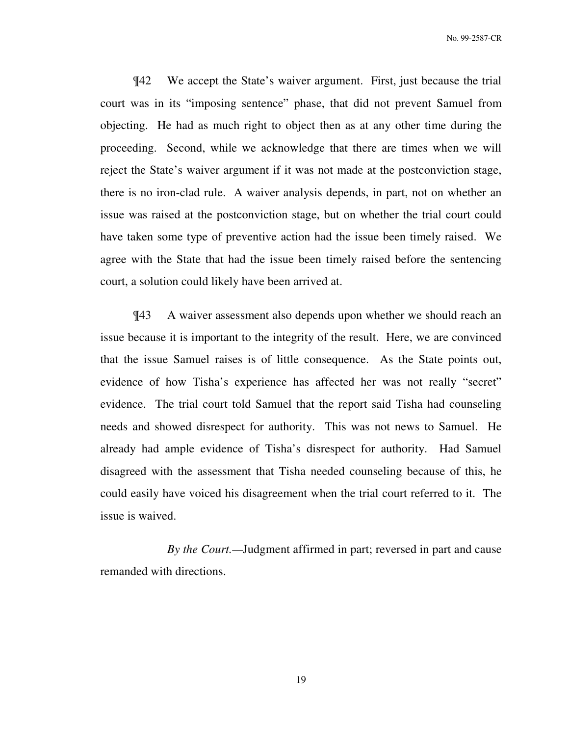¶42 We accept the State's waiver argument. First, just because the trial court was in its "imposing sentence" phase, that did not prevent Samuel from objecting. He had as much right to object then as at any other time during the proceeding. Second, while we acknowledge that there are times when we will reject the State's waiver argument if it was not made at the postconviction stage, there is no iron-clad rule. A waiver analysis depends, in part, not on whether an issue was raised at the postconviction stage, but on whether the trial court could have taken some type of preventive action had the issue been timely raised. We agree with the State that had the issue been timely raised before the sentencing court, a solution could likely have been arrived at.

¶43 A waiver assessment also depends upon whether we should reach an issue because it is important to the integrity of the result. Here, we are convinced that the issue Samuel raises is of little consequence. As the State points out, evidence of how Tisha's experience has affected her was not really "secret" evidence. The trial court told Samuel that the report said Tisha had counseling needs and showed disrespect for authority. This was not news to Samuel. He already had ample evidence of Tisha's disrespect for authority. Had Samuel disagreed with the assessment that Tisha needed counseling because of this, he could easily have voiced his disagreement when the trial court referred to it. The issue is waived.

*By the Court.*—Judgment affirmed in part; reversed in part and cause remanded with directions.